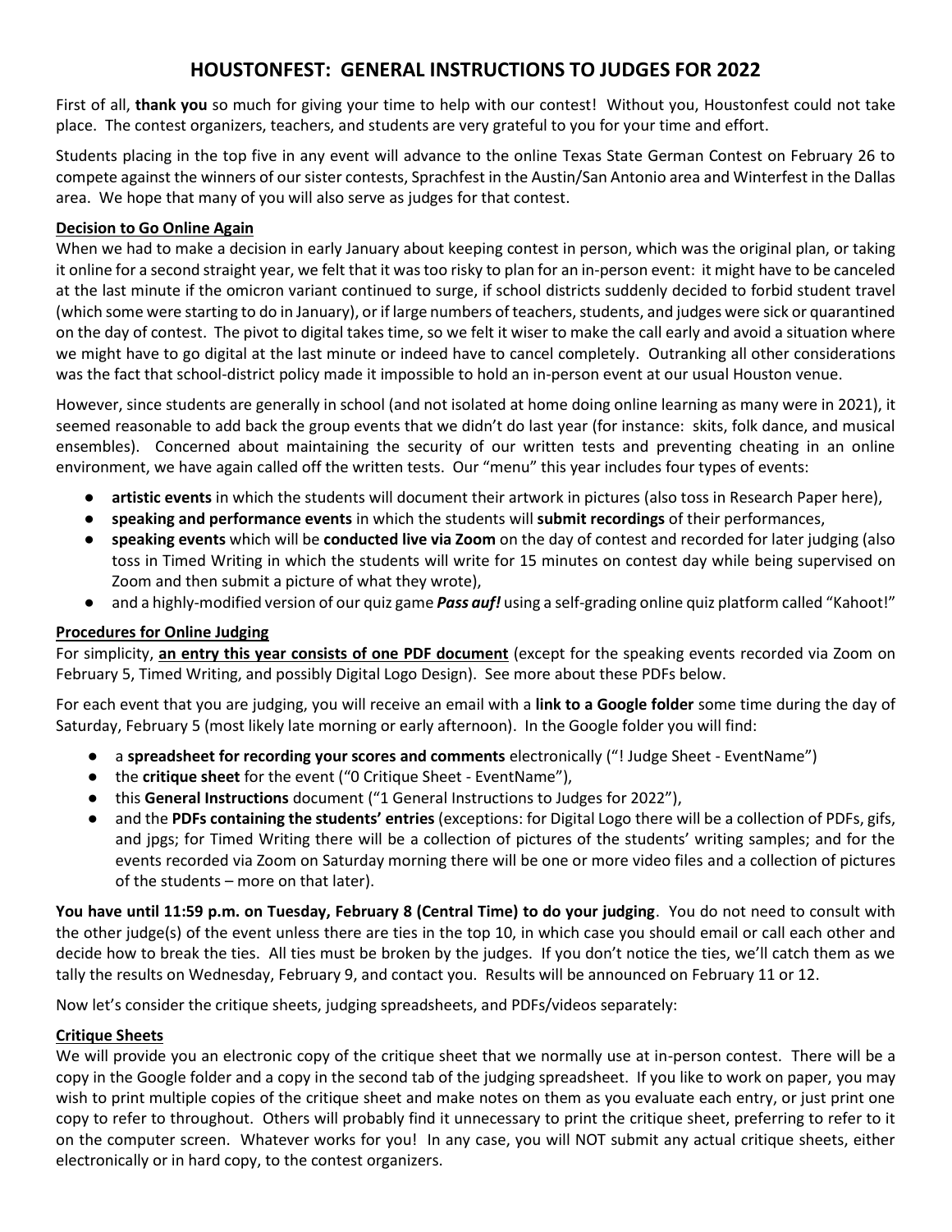# HOUSTONFEST: GENERAL INSTRUCTIONS TO JUDGES FOR 2022

First of all, **thank you** so much for giving your time to help with our contest! Without you, Houstonfest could not take place. The contest organizers, teachers, and students are very grateful to you for your time and effort.

Students placing in the top five in any event will advance to the online Texas State German Contest on February 26 to compete against the winners of our sister contests, Sprachfest in the Austin/San Antonio area and Winterfest in the Dallas area. We hope that many of you will also serve as judges for that contest.

## Decision to Go Online Again

When we had to make a decision in early January about keeping contest in person, which was the original plan, or taking it online for a second straight year, we felt that it was too risky to plan for an in-person event: it might have to be canceled at the last minute if the omicron variant continued to surge, if school districts suddenly decided to forbid student travel (which some were starting to do in January), or if large numbers of teachers, students, and judges were sick or quarantined on the day of contest. The pivot to digital takes time, so we felt it wiser to make the call early and avoid a situation where we might have to go digital at the last minute or indeed have to cancel completely. Outranking all other considerations was the fact that school-district policy made it impossible to hold an in-person event at our usual Houston venue.

However, since students are generally in school (and not isolated at home doing online learning as many were in 2021), it seemed reasonable to add back the group events that we didn't do last year (for instance: skits, folk dance, and musical ensembles). Concerned about maintaining the security of our written tests and preventing cheating in an online environment, we have again called off the written tests. Our "menu" this year includes four types of events:

- **artistic events** in which the students will document their artwork in pictures (also toss in Research Paper here),
- **speaking and performance events** in which the students will **submit recordings** of their performances,
- **speaking events** which will be **conducted live via Zoom** on the day of contest and recorded for later judging (also toss in Timed Writing in which the students will write for 15 minutes on contest day while being supervised on Zoom and then submit a picture of what they wrote),
- and a highly-modified version of our quiz game ***Pass auf!*** using a self-grading online quiz platform called "Kahoot!"

## Procedures for Online Judging

For simplicity, **an entry this year consists of one PDF document** (except for the speaking events recorded via Zoom on February 5, Timed Writing, and possibly Digital Logo Design). See more about these PDFs below.

For each event that you are judging, you will receive an email with a **link to a Google folder** some time during the day of Saturday, February 5 (most likely late morning or early afternoon). In the Google folder you will find:

- a **spreadsheet for recording your scores and comments** electronically ("! Judge Sheet - EventName")
- the **critique sheet** for the event ("0 Critique Sheet - EventName"),
- this **General Instructions** document ("1 General Instructions to Judges for 2022"),
- and the **PDFs containing the students' entries** (exceptions: for Digital Logo there will be a collection of PDFs, gifs, and jpgs; for Timed Writing there will be a collection of pictures of the students' writing samples; and for the events recorded via Zoom on Saturday morning there will be one or more video files and a collection of pictures of the students – more on that later).

**You have until 11:59 p.m. on Tuesday, February 8 (Central Time) to do your judging**. You do not need to consult with the other judge(s) of the event unless there are ties in the top 10, in which case you should email or call each other and decide how to break the ties. All ties must be broken by the judges. If you don't notice the ties, we'll catch them as we tally the results on Wednesday, February 9, and contact you. Results will be announced on February 11 or 12.

Now let's consider the critique sheets, judging spreadsheets, and PDFs/videos separately:

## Critique Sheets

We will provide you an electronic copy of the critique sheet that we normally use at in-person contest. There will be a copy in the Google folder and a copy in the second tab of the judging spreadsheet. If you like to work on paper, you may wish to print multiple copies of the critique sheet and make notes on them as you evaluate each entry, or just print one copy to refer to throughout. Others will probably find it unnecessary to print the critique sheet, preferring to refer to it on the computer screen. Whatever works for you! In any case, you will NOT submit any actual critique sheets, either electronically or in hard copy, to the contest organizers.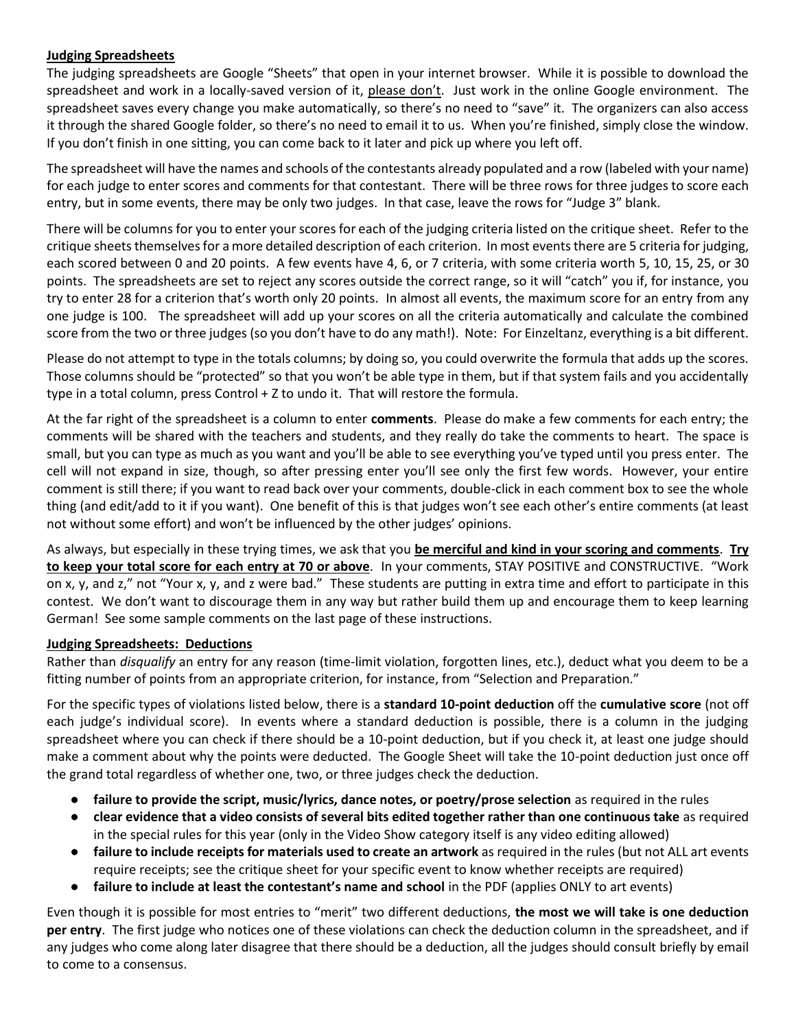**Judging Spreadsheets**

The judging spreadsheets are Google "Sheets" that open in your internet browser. While it is possible to download the spreadsheet and work in a locally-saved version of it, please don't. Just work in the online Google environment. The spreadsheet saves every change you make automatically, so there's no need to "save" it. The organizers can also access it through the shared Google folder, so there's no need to email it to us. When you're finished, simply close the window. If you don't finish in one sitting, you can come back to it later and pick up where you left off.

The spreadsheet will have the names and schools of the contestants already populated and a row (labeled with your name) for each judge to enter scores and comments for that contestant. There will be three rows for three judges to score each entry, but in some events, there may be only two judges. In that case, leave the rows for "Judge 3" blank.

There will be columns for you to enter your scores for each of the judging criteria listed on the critique sheet. Refer to the critique sheets themselves for a more detailed description of each criterion. In most events there are 5 criteria for judging, each scored between 0 and 20 points. A few events have 4, 6, or 7 criteria, with some criteria worth 5, 10, 15, 25, or 30 points. The spreadsheets are set to reject any scores outside the correct range, so it will "catch" you if, for instance, you try to enter 28 for a criterion that's worth only 20 points. In almost all events, the maximum score for an entry from any one judge is 100. The spreadsheet will add up your scores on all the criteria automatically and calculate the combined score from the two or three judges (so you don't have to do any math!). Note: For Einzeltanz, everything is a bit different.

Please do not attempt to type in the totals columns; by doing so, you could overwrite the formula that adds up the scores. Those columns should be "protected" so that you won't be able type in them, but if that system fails and you accidentally type in a total column, press Control + Z to undo it. That will restore the formula.

At the far right of the spreadsheet is a column to enter **comments**. Please do make a few comments for each entry; the comments will be shared with the teachers and students, and they really do take the comments to heart. The space is small, but you can type as much as you want and you'll be able to see everything you've typed until you press enter. The cell will not expand in size, though, so after pressing enter you'll see only the first few words. However, your entire comment is still there; if you want to read back over your comments, double-click in each comment box to see the whole thing (and edit/add to it if you want). One benefit of this is that judges won't see each other's entire comments (at least not without some effort) and won't be influenced by the other judges' opinions.

As always, but especially in these trying times, we ask that you **be merciful and kind in your scoring and comments**. **Try to keep your total score for each entry at 70 or above**. In your comments, STAY POSITIVE and CONSTRUCTIVE. "Work on x, y, and z," not "Your x, y, and z were bad." These students are putting in extra time and effort to participate in this contest. We don't want to discourage them in any way but rather build them up and encourage them to keep learning German! See some sample comments on the last page of these instructions.

**Judging Spreadsheets: Deductions**

Rather than *disqualify* an entry for any reason (time-limit violation, forgotten lines, etc.), deduct what you deem to be a fitting number of points from an appropriate criterion, for instance, from "Selection and Preparation."

For the specific types of violations listed below, there is a **standard 10-point deduction** off the **cumulative score** (not off each judge's individual score). In events where a standard deduction is possible, there is a column in the judging spreadsheet where you can check if there should be a 10-point deduction, but if you check it, at least one judge should make a comment about why the points were deducted. The Google Sheet will take the 10-point deduction just once off the grand total regardless of whether one, two, or three judges check the deduction.

- **failure to provide the script, music/lyrics, dance notes, or poetry/prose selection** as required in the rules
- **clear evidence that a video consists of several bits edited together rather than one continuous take** as required in the special rules for this year (only in the Video Show category itself is any video editing allowed)
- **failure to include receipts for materials used to create an artwork** as required in the rules (but not ALL art events require receipts; see the critique sheet for your specific event to know whether receipts are required)
- **failure to include at least the contestant's name and school** in the PDF (applies ONLY to art events)

Even though it is possible for most entries to "merit" two different deductions, **the most we will take is one deduction per entry**. The first judge who notices one of these violations can check the deduction column in the spreadsheet, and if any judges who come along later disagree that there should be a deduction, all the judges should consult briefly by email to come to a consensus.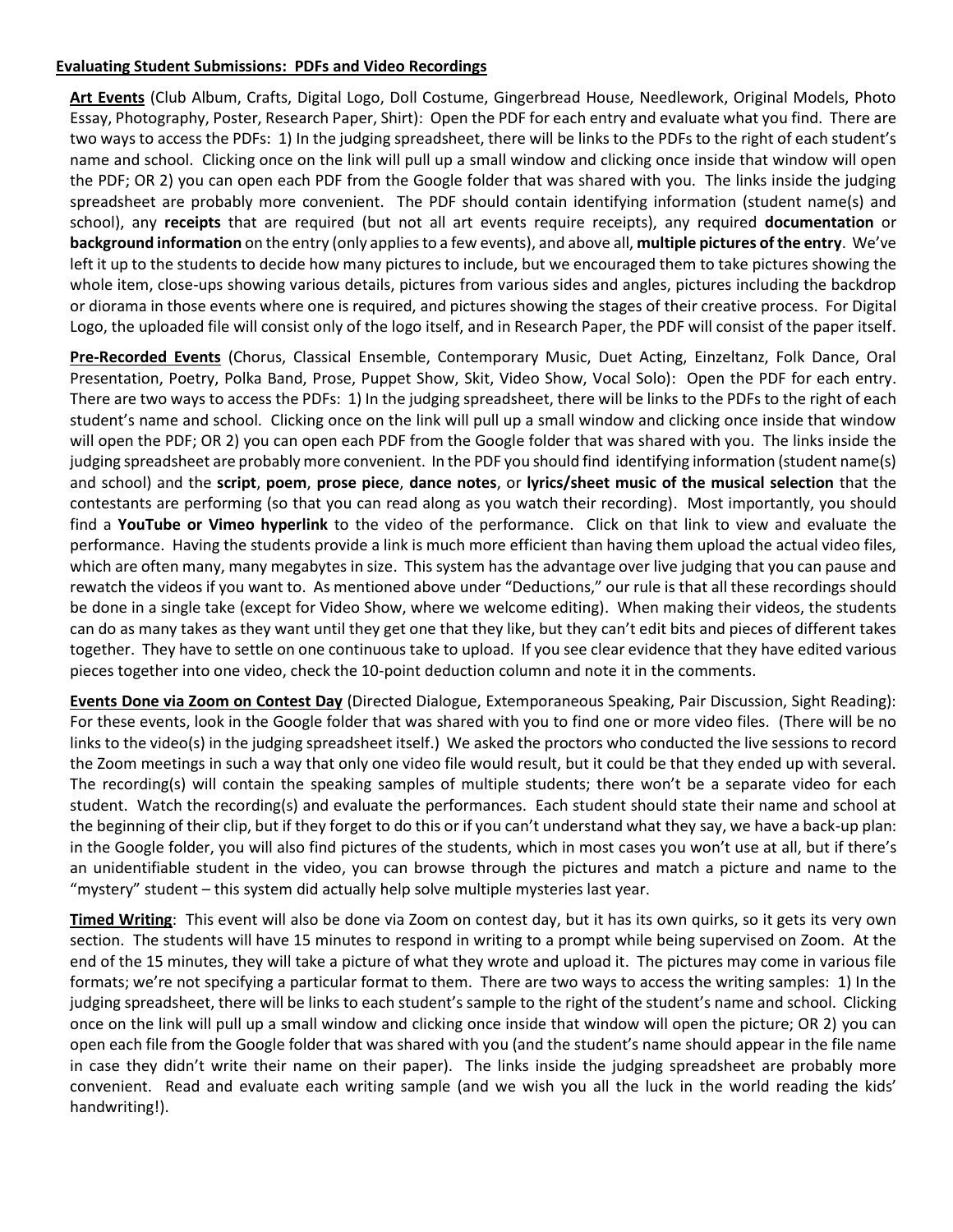**Evaluating Student Submissions: PDFs and Video Recordings**

**Art Events** (Club Album, Crafts, Digital Logo, Doll Costume, Gingerbread House, Needlework, Original Models, Photo Essay, Photography, Poster, Research Paper, Shirt): Open the PDF for each entry and evaluate what you find. There are two ways to access the PDFs: 1) In the judging spreadsheet, there will be links to the PDFs to the right of each student's name and school. Clicking once on the link will pull up a small window and clicking once inside that window will open the PDF; OR 2) you can open each PDF from the Google folder that was shared with you. The links inside the judging spreadsheet are probably more convenient. The PDF should contain identifying information (student name(s) and school), any **receipts** that are required (but not all art events require receipts), any required **documentation** or **background information** on the entry (only applies to a few events), and above all, **multiple pictures of the entry**. We've left it up to the students to decide how many pictures to include, but we encouraged them to take pictures showing the whole item, close-ups showing various details, pictures from various sides and angles, pictures including the backdrop or diorama in those events where one is required, and pictures showing the stages of their creative process. For Digital Logo, the uploaded file will consist only of the logo itself, and in Research Paper, the PDF will consist of the paper itself.

**Pre-Recorded Events** (Chorus, Classical Ensemble, Contemporary Music, Duet Acting, Einzeltanz, Folk Dance, Oral Presentation, Poetry, Polka Band, Prose, Puppet Show, Skit, Video Show, Vocal Solo): Open the PDF for each entry. There are two ways to access the PDFs: 1) In the judging spreadsheet, there will be links to the PDFs to the right of each student's name and school. Clicking once on the link will pull up a small window and clicking once inside that window will open the PDF; OR 2) you can open each PDF from the Google folder that was shared with you. The links inside the judging spreadsheet are probably more convenient. In the PDF you should find identifying information (student name(s) and school) and the **script**, **poem**, **prose piece**, **dance notes**, or **lyrics/sheet music of the musical selection** that the contestants are performing (so that you can read along as you watch their recording). Most importantly, you should find a **YouTube or Vimeo hyperlink** to the video of the performance. Click on that link to view and evaluate the performance. Having the students provide a link is much more efficient than having them upload the actual video files, which are often many, many megabytes in size. This system has the advantage over live judging that you can pause and rewatch the videos if you want to. As mentioned above under "Deductions," our rule is that all these recordings should be done in a single take (except for Video Show, where we welcome editing). When making their videos, the students can do as many takes as they want until they get one that they like, but they can't edit bits and pieces of different takes together. They have to settle on one continuous take to upload. If you see clear evidence that they have edited various pieces together into one video, check the 10-point deduction column and note it in the comments.

**Events Done via Zoom on Contest Day** (Directed Dialogue, Extemporaneous Speaking, Pair Discussion, Sight Reading): For these events, look in the Google folder that was shared with you to find one or more video files. (There will be no links to the video(s) in the judging spreadsheet itself.) We asked the proctors who conducted the live sessions to record the Zoom meetings in such a way that only one video file would result, but it could be that they ended up with several. The recording(s) will contain the speaking samples of multiple students; there won't be a separate video for each student. Watch the recording(s) and evaluate the performances. Each student should state their name and school at the beginning of their clip, but if they forget to do this or if you can't understand what they say, we have a back-up plan: in the Google folder, you will also find pictures of the students, which in most cases you won't use at all, but if there's an unidentifiable student in the video, you can browse through the pictures and match a picture and name to the "mystery" student – this system did actually help solve multiple mysteries last year.

**Timed Writing**: This event will also be done via Zoom on contest day, but it has its own quirks, so it gets its very own section. The students will have 15 minutes to respond in writing to a prompt while being supervised on Zoom. At the end of the 15 minutes, they will take a picture of what they wrote and upload it. The pictures may come in various file formats; we're not specifying a particular format to them. There are two ways to access the writing samples: 1) In the judging spreadsheet, there will be links to each student's sample to the right of the student's name and school. Clicking once on the link will pull up a small window and clicking once inside that window will open the picture; OR 2) you can open each file from the Google folder that was shared with you (and the student's name should appear in the file name in case they didn't write their name on their paper). The links inside the judging spreadsheet are probably more convenient. Read and evaluate each writing sample (and we wish you all the luck in the world reading the kids' handwriting!).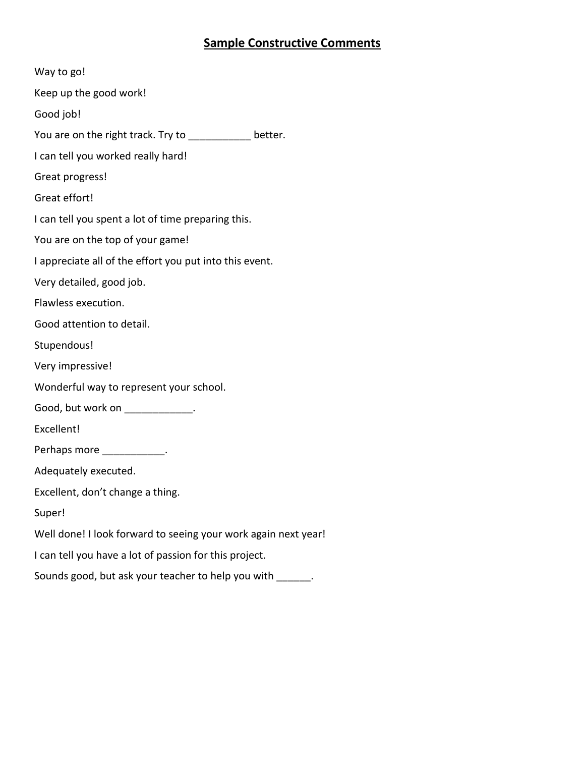## Sample Constructive Comments

Way to go!

Keep up the good work!

Good job!

You are on the right track. Try to ___________ better.

I can tell you worked really hard!

Great progress!

Great effort!

I can tell you spent a lot of time preparing this.

You are on the top of your game!

I appreciate all of the effort you put into this event.

Very detailed, good job.

Flawless execution.

Good attention to detail.

Stupendous!

Very impressive!

Wonderful way to represent your school.

Good, but work on ____________.

Excellent!

Perhaps more ___________.

Adequately executed.

Excellent, don't change a thing.

Super!

Well done! I look forward to seeing your work again next year!

I can tell you have a lot of passion for this project.

Sounds good, but ask your teacher to help you with ______.